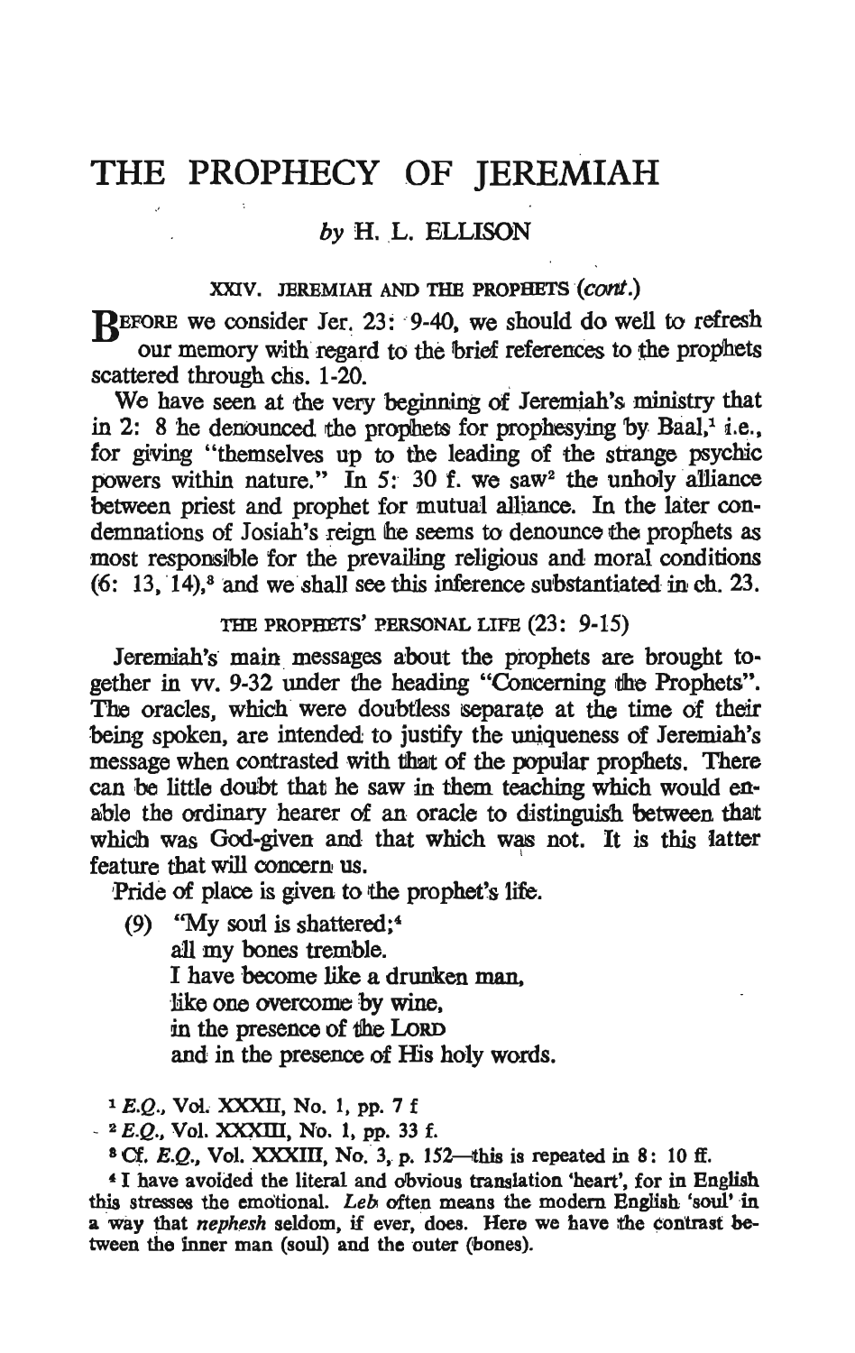# THE PROPHECY OF JEREMIAH

*by* H. L. ELLISON

### XXIV. JEREMIAH AND THE PROPHETS (*cont.*)

Before we consider Jer. 23: 9-40, we should do well to refresh our memory with regard to the brief references to the prophets scattered through chs. 1-20.

We have seen at the very beginning of Jeremiah's ministry that in 2: 8 he denounced the prophets for prophesying by Baal,[1] i.e., for giving "themselves up to the leading of the strange psychic powers within nature." In 5: 30 f. we saw[2] the unholy alliance between priest and prophet for mutual alliance. In the later condemnations of Josiah's reign he seems to denounce the prophets as most responsible for the prevailing religious and moral conditions (6: 13, 14),[3] and we shall see this inference substantiated in ch. 23.

### THE PROPHETS' PERSONAL LIFE (23: 9-15)

Jeremiah's main messages about the prophets are brought together in vv. 9-32 under the heading "Concerning the Prophets". The oracles, which were doubtless separate at the time of their being spoken, are intended to justify the uniqueness of Jeremiah's message when contrasted with that of the popular prophets. There can be little doubt that he saw in them teaching which would enable the ordinary hearer of an oracle to distinguish between that which was God-given and that which was not. It is this latter feature that will concern us.

Pride of place is given to the prophet's life.

> (9) "My soul is shattered;[4]
> all my bones tremble.
> I have become like a drunken man,
> like one overcome by wine,
> in the presence of the LORD
> and in the presence of His holy words.

---

[1] *E.Q.*, Vol. XXXII, No. 1, pp. 7 f

[2] *E.Q.*, Vol. XXXIII, No. 1, pp. 33 f.

[3] Cf. *E.Q.*, Vol. XXXIII, No. 3, p. 152—this is repeated in 8: 10 ff.

[4] I have avoided the literal and obvious translation 'heart', for in English this stresses the emotional. *Leb* often means the modern English 'soul' in a way that *nephesh* seldom, if ever, does. Here we have the contrast between the inner man (soul) and the outer (bones).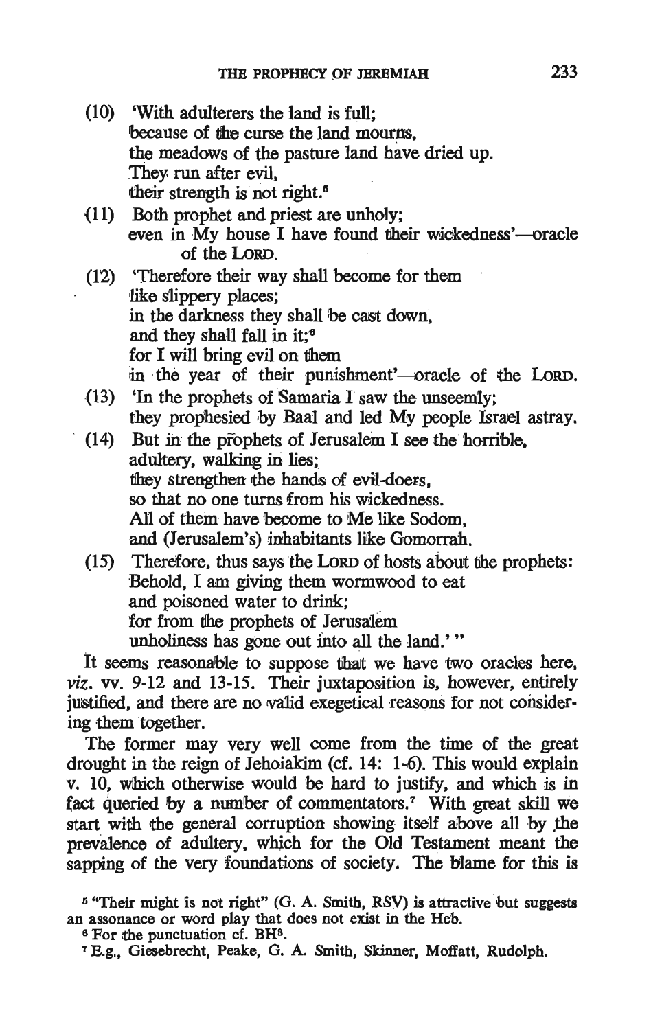(10) 'With adulterers the land is full;
because of the curse the land mourns,
the meadows of the pasture land have dried up.
They run after evil,
their strength is not right.[5]

(11) Both prophet and priest are unholy;
even in My house I have found their wickedness'—oracle of the LORD.

(12) 'Therefore their way shall become for them
like slippery places;
in the darkness they shall be cast down,
and they shall fall in it;[6]
for I will bring evil on them
in the year of their punishment'—oracle of the LORD.

(13) 'In the prophets of Samaria I saw the unseemly;
they prophesied by Baal and led My people Israel astray.

(14) But in the prophets of Jerusalem I see the horrible,
adultery, walking in lies;
they strengthen the hands of evil-doers,
so that no one turns from his wickedness.
All of them have become to Me like Sodom,
and (Jerusalem's) inhabitants like Gomorrah.

(15) Therefore, thus says the LORD of hosts about the prophets:
Behold, I am giving them wormwood to eat
and poisoned water to drink;
for from the prophets of Jerusalem
unholiness has gone out into all the land.' "

It seems reasonable to suppose that we have two oracles here, *viz.* vv. 9-12 and 13-15. Their juxtaposition is, however, entirely justified, and there are no valid exegetical reasons for not considering them together.

The former may very well come from the time of the great drought in the reign of Jehoiakim (cf. 14: 1-6). This would explain v. 10, which otherwise would be hard to justify, and which is in fact queried by a number of commentators.[7] With great skill we start with the general corruption showing itself above all by the prevalence of adultery, which for the Old Testament meant the sapping of the very foundations of society. The blame for this is

[5] "Their might is not right" (G. A. Smith, RSV) is attractive but suggests an assonance or word play that does not exist in the Heb.

[6] For the punctuation cf. BH[3].

[7] E.g., Giesebrecht, Peake, G. A. Smith, Skinner, Moffatt, Rudolph.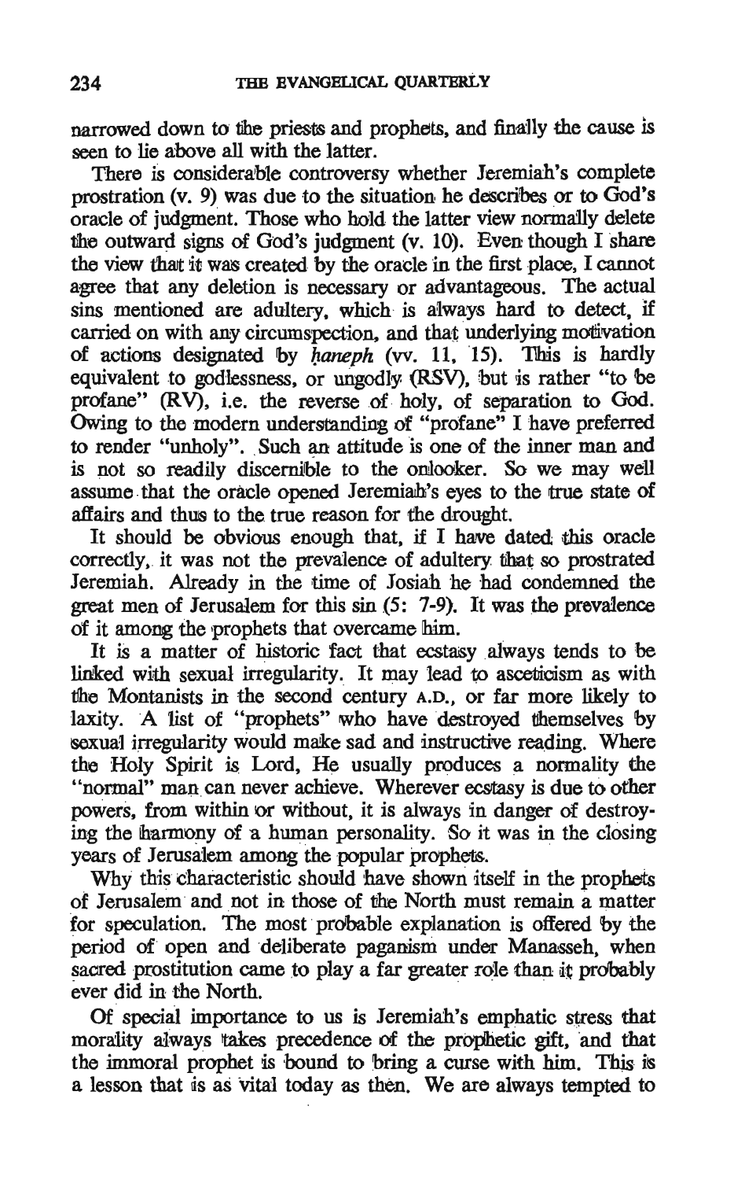narrowed down to the priests and prophets, and finally the cause is seen to lie above all with the latter.

There is considerable controversy whether Jeremiah's complete prostration (v. 9) was due to the situation he describes or to God's oracle of judgment. Those who hold the latter view normally delete the outward signs of God's judgment (v. 10). Even though I share the view that it was created by the oracle in the first place, I cannot agree that any deletion is necessary or advantageous. The actual sins mentioned are adultery, which is always hard to detect, if carried on with any circumspection, and that underlying motivation of actions designated by *ḥaneph* (vv. 11, 15). This is hardly equivalent to godlessness, or ungodly (RSV), but is rather "to be profane" (RV), i.e. the reverse of holy, of separation to God. Owing to the modern understanding of "profane" I have preferred to render "unholy". Such an attitude is one of the inner man and is not so readily discernible to the onlooker. So we may well assume that the oracle opened Jeremiah's eyes to the true state of affairs and thus to the true reason for the drought.

It should be obvious enough that, if I have dated this oracle correctly, it was not the prevalence of adultery that so prostrated Jeremiah. Already in the time of Josiah he had condemned the great men of Jerusalem for this sin (5: 7-9). It was the prevalence of it among the prophets that overcame him.

It is a matter of historic fact that ecstasy always tends to be linked with sexual irregularity. It may lead to asceticism as with the Montanists in the second century A.D., or far more likely to laxity. A list of "prophets" who have destroyed themselves by sexual irregularity would make sad and instructive reading. Where the Holy Spirit is Lord, He usually produces a normality the "normal" man can never achieve. Wherever ecstasy is due to other powers, from within or without, it is always in danger of destroying the harmony of a human personality. So it was in the closing years of Jerusalem among the popular prophets.

Why this characteristic should have shown itself in the prophets of Jerusalem and not in those of the North must remain a matter for speculation. The most probable explanation is offered by the period of open and deliberate paganism under Manasseh, when sacred prostitution came to play a far greater role than it probably ever did in the North.

Of special importance to us is Jeremiah's emphatic stress that morality always takes precedence of the prophetic gift, and that the immoral prophet is bound to bring a curse with him. This is a lesson that is as vital today as then. We are always tempted to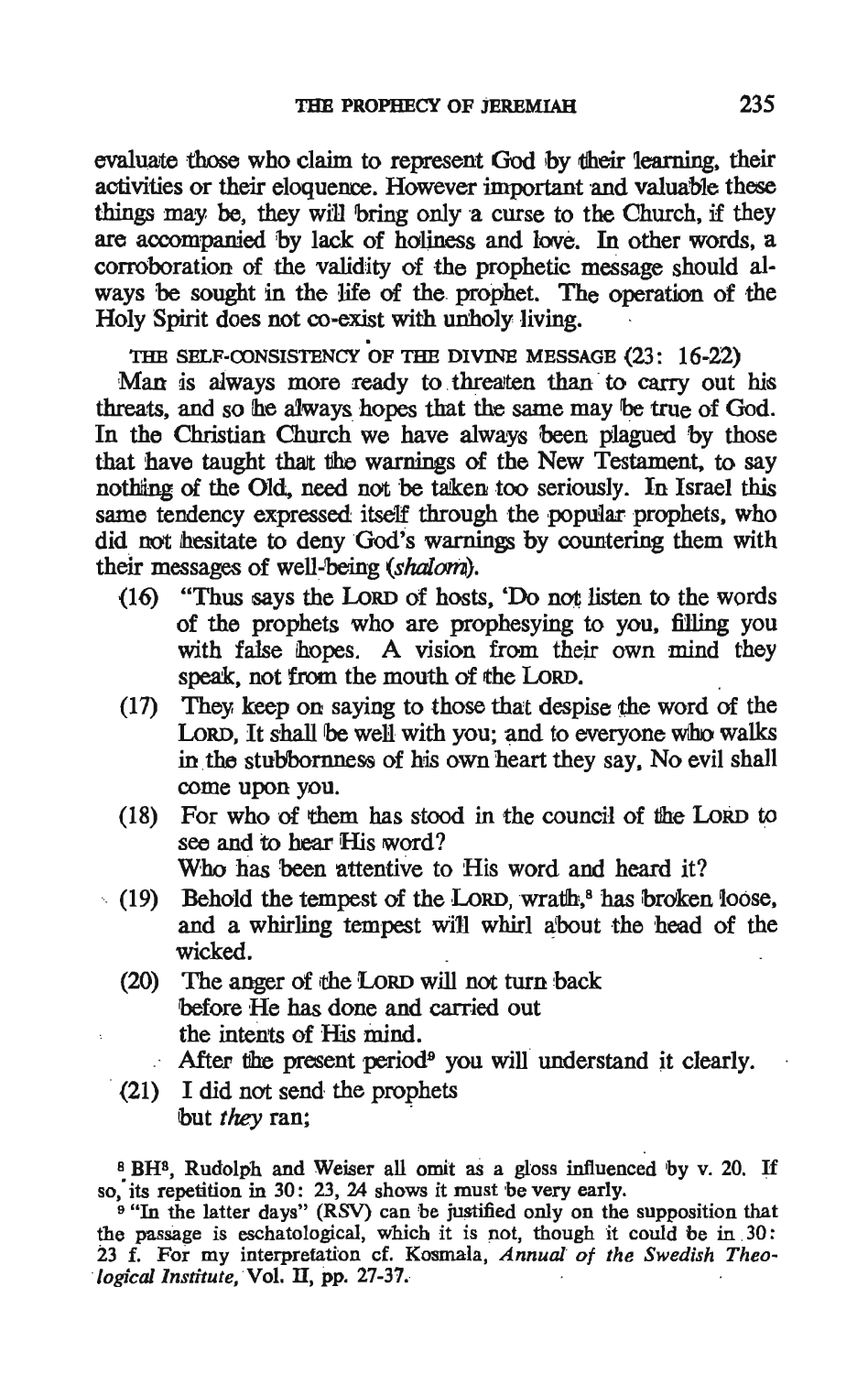evaluate those who claim to represent God by their learning, their activities or their eloquence. However important and valuable these things may be, they will bring only a curse to the Church, if they are accompanied by lack of holiness and love. In other words, a corroboration of the validity of the prophetic message should always be sought in the life of the prophet. The operation of the Holy Spirit does not co-exist with unholy living.

THE SELF-CONSISTENCY OF THE DIVINE MESSAGE (23: 16-22)

Man is always more ready to threaten than to carry out his threats, and so he always hopes that the same may be true of God. In the Christian Church we have always been plagued by those that have taught that the warnings of the New Testament, to say nothing of the Old, need not be taken too seriously. In Israel this same tendency expressed itself through the popular prophets, who did not hesitate to deny God's warnings by countering them with their messages of well-being (*shalom*).

(16) "Thus says the LORD of hosts, 'Do not listen to the words of the prophets who are prophesying to you, filling you with false hopes. A vision from their own mind they speak, not from the mouth of the LORD.

(17) They keep on saying to those that despise the word of the LORD, It shall be well with you; and to everyone who walks in the stubbornness of his own heart they say, No evil shall come upon you.

(18) For who of them has stood in the council of the LORD to see and to hear His word?
Who has been attentive to His word and heard it?

(19) Behold the tempest of the LORD, wrath,[8] has broken loose, and a whirling tempest will whirl about the head of the wicked.

(20) The anger of the LORD will not turn back
before He has done and carried out
the intents of His mind.
After the present period[9] you will understand it clearly.

(21) I did not send the prophets
but *they* ran;

[8] BH[3], Rudolph and Weiser all omit as a gloss influenced by v. 20. If so, its repetition in 30: 23, 24 shows it must be very early.

[9] "In the latter days" (RSV) can be justified only on the supposition that the passage is eschatological, which it is not, though it could be in 30: 23 f. For my interpretation cf. Kosmala, *Annual of the Swedish Theological Institute*, Vol. II, pp. 27-37.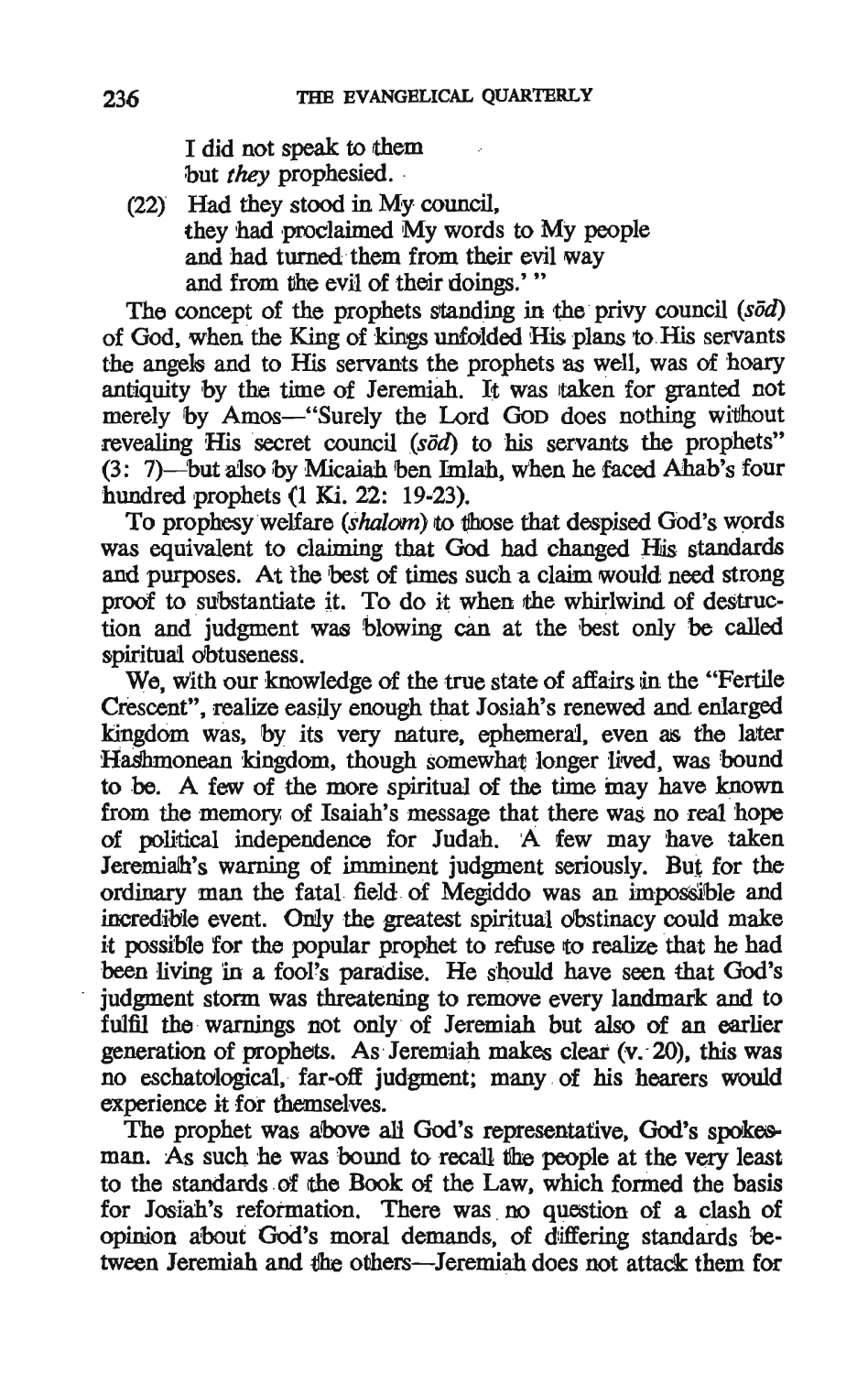I did not speak to them
but *they* prophesied.

(22) Had they stood in My council,
they had proclaimed My words to My people
and had turned them from their evil way
and from the evil of their doings.' "

The concept of the prophets standing in the privy council (*sōd*) of God, when the King of kings unfolded His plans to His servants the angels and to His servants the prophets as well, was of hoary antiquity by the time of Jeremiah. It was taken for granted not merely by Amos—"Surely the Lord GOD does nothing without revealing His secret council (*sōd*) to his servants the prophets" (3: 7)—but also by Micaiah ben Imlah, when he faced Ahab's four hundred prophets (1 Ki. 22: 19-23).

To prophesy welfare (*shalom*) to those that despised God's words was equivalent to claiming that God had changed His standards and purposes. At the best of times such a claim would need strong proof to substantiate it. To do it when the whirlwind of destruction and judgment was blowing can at the best only be called spiritual obtuseness.

We, with our knowledge of the true state of affairs in the "Fertile Crescent", realize easily enough that Josiah's renewed and enlarged kingdom was, by its very nature, ephemeral, even as the later Hashmonean kingdom, though somewhat longer lived, was bound to be. A few of the more spiritual of the time may have known from the memory of Isaiah's message that there was no real hope of political independence for Judah. A few may have taken Jeremiah's warning of imminent judgment seriously. But for the ordinary man the fatal field of Megiddo was an impossible and incredible event. Only the greatest spiritual obstinacy could make it possible for the popular prophet to refuse to realize that he had been living in a fool's paradise. He should have seen that God's judgment storm was threatening to remove every landmark and to fulfil the warnings not only of Jeremiah but also of an earlier generation of prophets. As Jeremiah makes clear (v. 20), this was no eschatological, far-off judgment; many of his hearers would experience it for themselves.

The prophet was above all God's representative, God's spokesman. As such he was bound to recall the people at the very least to the standards of the Book of the Law, which formed the basis for Josiah's reformation. There was no question of a clash of opinion about God's moral demands, of differing standards between Jeremiah and the others—Jeremiah does not attack them for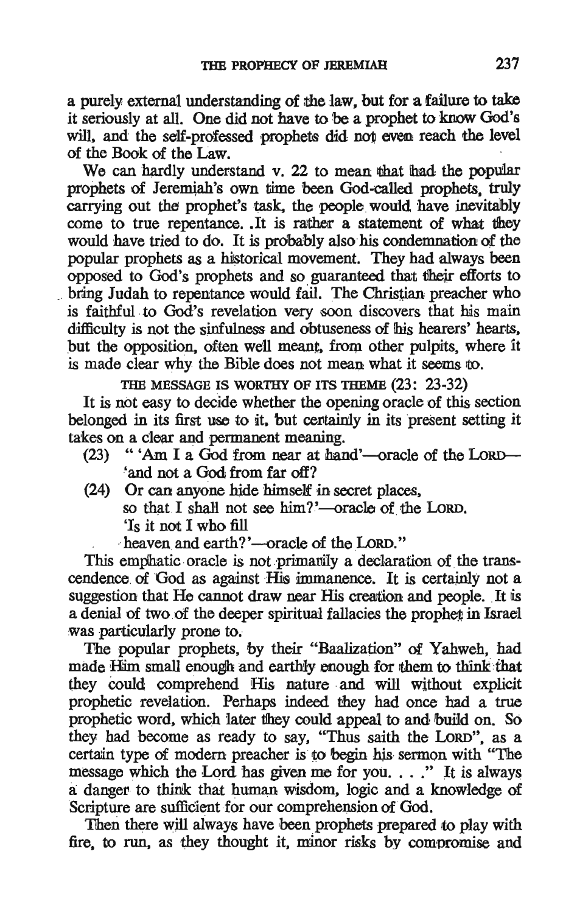a purely external understanding of the law, but for a failure to take it seriously at all. One did not have to be a prophet to know God's will, and the self-professed prophets did not even reach the level of the Book of the Law.

We can hardly understand v. 22 to mean that had the popular prophets of Jeremiah's own time been God-called prophets, truly carrying out the prophet's task, the people would have inevitably come to true repentance. It is rather a statement of what they would have tried to do. It is probably also his condemnation of the popular prophets as a historical movement. They had always been opposed to God's prophets and so guaranteed that their efforts to bring Judah to repentance would fail. The Christian preacher who is faithful to God's revelation very soon discovers that his main difficulty is not the sinfulness and obtuseness of his hearers' hearts, but the opposition, often well meant, from other pulpits, where it is made clear why the Bible does not mean what it seems to.

### THE MESSAGE IS WORTHY OF ITS THEME (23: 23-32)

It is not easy to decide whether the opening oracle of this section belonged in its first use to it, but certainly in its present setting it takes on a clear and permanent meaning.

(23) " 'Am I a God from near at hand'—oracle of the LORD—
'and not a God from far off?

(24) Or can anyone hide himself in secret places,
so that I shall not see him?'—oracle of the LORD.
'Is it not I who fill
heaven and earth?'—oracle of the LORD."

This emphatic oracle is not primarily a declaration of the transcendence of God as against His immanence. It is certainly not a suggestion that He cannot draw near His creation and people. It is a denial of two of the deeper spiritual fallacies the prophet in Israel was particularly prone to.

The popular prophets, by their "Baalization" of Yahweh, had made Him small enough and earthly enough for them to think that they could comprehend His nature and will without explicit prophetic revelation. Perhaps indeed they had once had a true prophetic word, which later they could appeal to and build on. So they had become as ready to say, "Thus saith the LORD", as a certain type of modern preacher is to begin his sermon with "The message which the Lord has given me for you. . . ." It is always a danger to think that human wisdom, logic and a knowledge of Scripture are sufficient for our comprehension of God.

Then there will always have been prophets prepared to play with fire, to run, as they thought it, minor risks by compromise and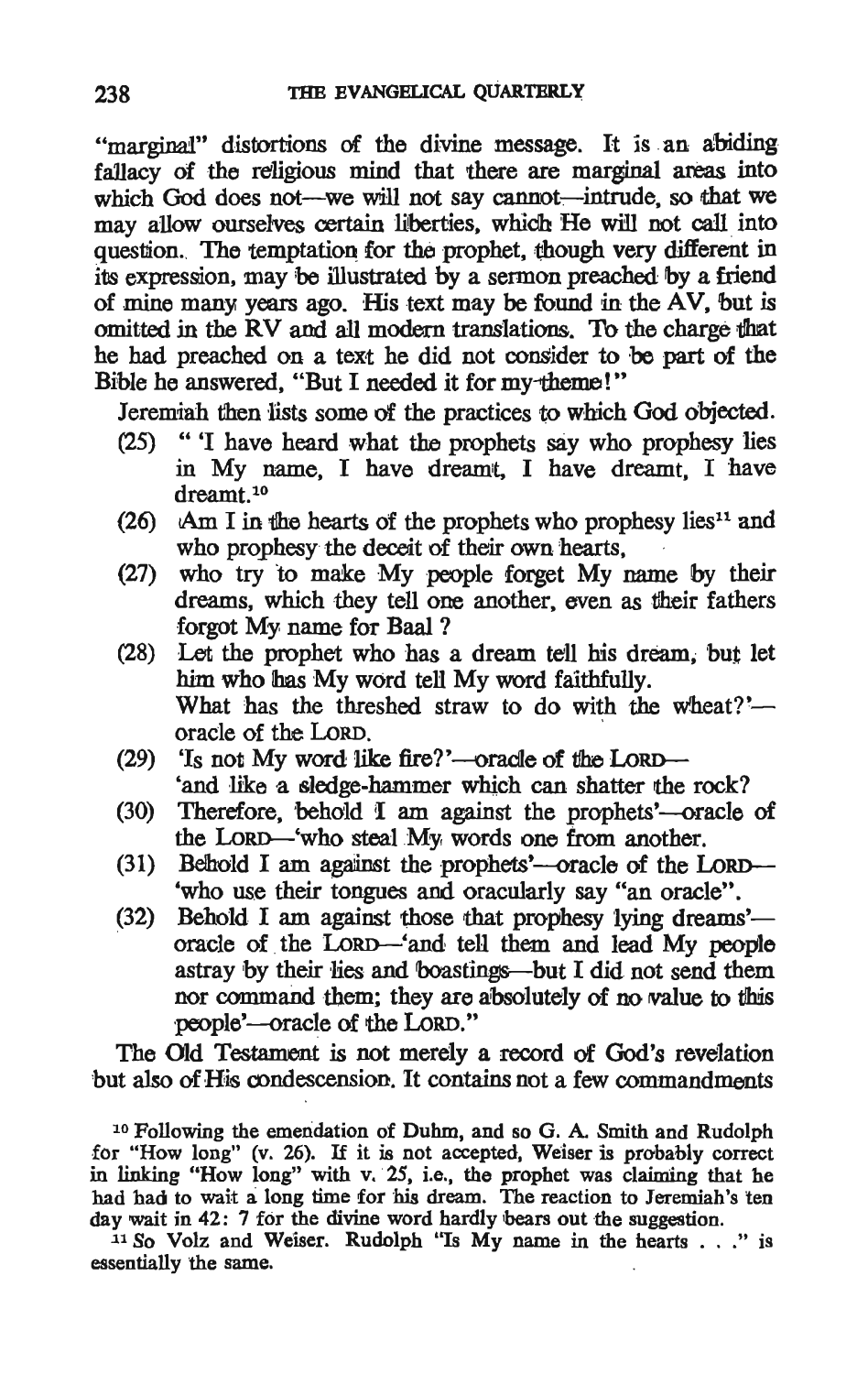"marginal" distortions of the divine message. It is an abiding fallacy of the religious mind that there are marginal areas into which God does not—we will not say cannot—intrude, so that we may allow ourselves certain liberties, which He will not call into question. The temptation for the prophet, though very different in its expression, may be illustrated by a sermon preached by a friend of mine many years ago. His text may be found in the AV, but is omitted in the RV and all modern translations. To the charge that he had preached on a text he did not consider to be part of the Bible he answered, "But I needed it for my theme!"

Jeremiah then lists some of the practices to which God objected.

(25) " 'I have heard what the prophets say who prophesy lies in My name, I have dreamt, I have dreamt, I have dreamt.[10]

(26) Am I in the hearts of the prophets who prophesy lies[11] and who prophesy the deceit of their own hearts,

(27) who try to make My people forget My name by their dreams, which they tell one another, even as their fathers forgot My name for Baal?

(28) Let the prophet who has a dream tell his dream, but let him who has My word tell My word faithfully. What has the threshed straw to do with the wheat?'— oracle of the LORD.

(29) 'Is not My word like fire?'—oracle of the LORD— 'and like a sledge-hammer which can shatter the rock?

(30) Therefore, behold I am against the prophets'—oracle of the LORD—'who steal My words one from another.

(31) Behold I am against the prophets'—oracle of the LORD— 'who use their tongues and oracularly say "an oracle".

(32) Behold I am against those that prophesy lying dreams'— oracle of the LORD—'and tell them and lead My people astray by their lies and boastings—but I did not send them nor command them; they are absolutely of no value to this people'—oracle of the LORD."

The Old Testament is not merely a record of God's revelation but also of His condescension. It contains not a few commandments

[10] Following the emendation of Duhm, and so G. A. Smith and Rudolph for "How long" (v. 26). If it is not accepted, Weiser is probably correct in linking "How long" with v. 25, i.e., the prophet was claiming that he had had to wait a long time for his dream. The reaction to Jeremiah's ten day wait in 42: 7 for the divine word hardly bears out the suggestion.

[11] So Volz and Weiser. Rudolph "Is My name in the hearts . . ." is essentially the same.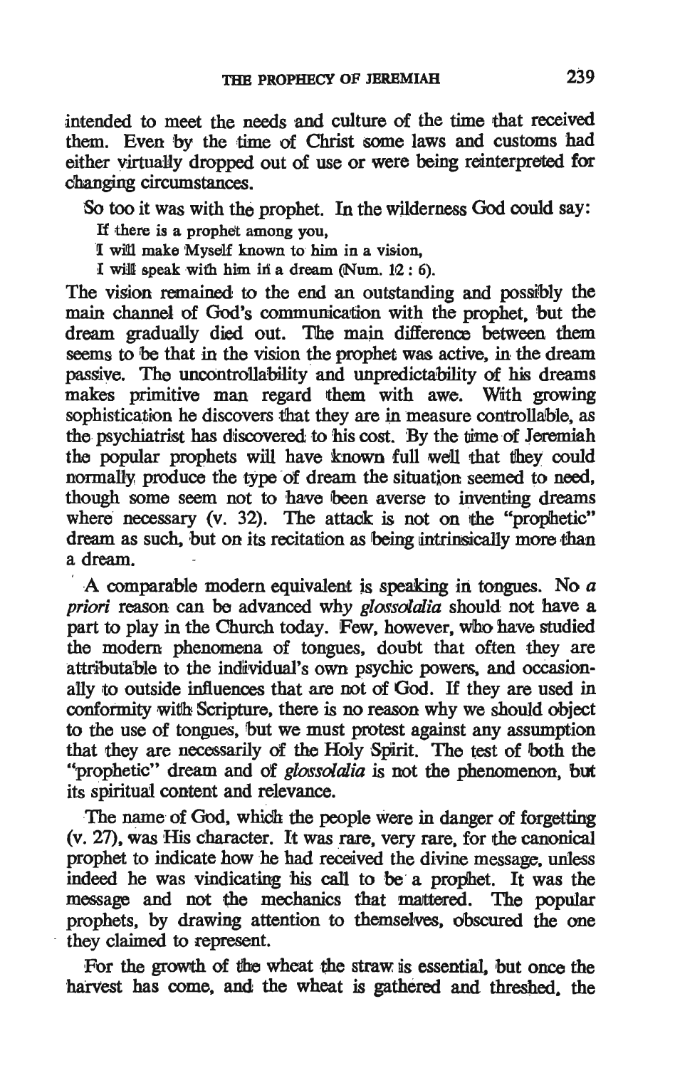intended to meet the needs and culture of the time that received them. Even by the time of Christ some laws and customs had either virtually dropped out of use or were being reinterpreted for changing circumstances.

So too it was with the prophet. In the wilderness God could say:

> If there is a prophet among you,
> I will make Myself known to him in a vision,
> I will speak with him in a dream (Num. 12 : 6).

The vision remained to the end an outstanding and possibly the main channel of God's communication with the prophet, but the dream gradually died out. The main difference between them seems to be that in the vision the prophet was active, in the dream passive. The uncontrollability and unpredictability of his dreams makes primitive man regard them with awe. With growing sophistication he discovers that they are in measure controllable, as the psychiatrist has discovered to his cost. By the time of Jeremiah the popular prophets will have known full well that they could normally produce the type of dream the situation seemed to need, though some seem not to have been averse to inventing dreams where necessary (v. 32). The attack is not on the "prophetic" dream as such, but on its recitation as being intrinsically more than a dream.

A comparable modern equivalent is speaking in tongues. No *a priori* reason can be advanced why *glossolalia* should not have a part to play in the Church today. Few, however, who have studied the modern phenomena of tongues, doubt that often they are attributable to the individual's own psychic powers, and occasionally to outside influences that are not of God. If they are used in conformity with Scripture, there is no reason why we should object to the use of tongues, but we must protest against any assumption that they are necessarily of the Holy Spirit. The test of both the "prophetic" dream and of *glossolalia* is not the phenomenon, but its spiritual content and relevance.

The name of God, which the people were in danger of forgetting (v. 27), was His character. It was rare, very rare, for the canonical prophet to indicate how he had received the divine message, unless indeed he was vindicating his call to be a prophet. It was the message and not the mechanics that mattered. The popular prophets, by drawing attention to themselves, obscured the one they claimed to represent.

For the growth of the wheat the straw is essential, but once the harvest has come, and the wheat is gathered and threshed, the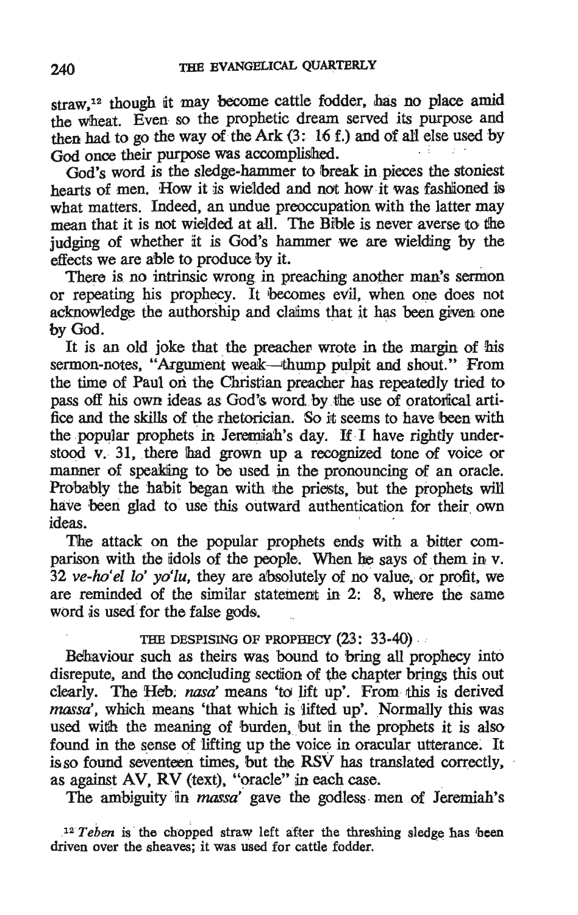straw,[12] though it may become cattle fodder, has no place amid the wheat. Even so the prophetic dream served its purpose and then had to go the way of the Ark (3: 16 f.) and of all else used by God once their purpose was accomplished.

God's word is the sledge-hammer to break in pieces the stoniest hearts of men. How it is wielded and not how it was fashioned is what matters. Indeed, an undue preoccupation with the latter may mean that it is not wielded at all. The Bible is never averse to the judging of whether it is God's hammer we are wielding by the effects we are able to produce by it.

There is no intrinsic wrong in preaching another man's sermon or repeating his prophecy. It becomes evil, when one does not acknowledge the authorship and claims that it has been given one by God.

It is an old joke that the preacher wrote in the margin of his sermon-notes, "Argument weak—thump pulpit and shout." From the time of Paul on the Christian preacher has repeatedly tried to pass off his own ideas as God's word by the use of oratorical artifice and the skills of the rhetorician. So it seems to have been with the popular prophets in Jeremiah's day. If I have rightly understood v. 31, there had grown up a recognized tone of voice or manner of speaking to be used in the pronouncing of an oracle. Probably the habit began with the priests, but the prophets will have been glad to use this outward authentication for their own ideas.

The attack on the popular prophets ends with a bitter comparison with the idols of the people. When he says of them in v. 32 *ve-ho'el lo' yo'lu*, they are absolutely of no value, or profit, we are reminded of the similar statement in 2: 8, where the same word is used for the false gods.

### THE DESPISING OF PROPHECY (23: 33-40)

Behaviour such as theirs was bound to bring all prophecy into disrepute, and the concluding section of the chapter brings this out clearly. The Heb. *nasa'* means 'to lift up'. From this is derived *massa'*, which means 'that which is lifted up'. Normally this was used with the meaning of burden, but in the prophets it is also found in the sense of lifting up the voice in oracular utterance. It is so found seventeen times, but the RSV has translated correctly, as against AV, RV (text), "oracle" in each case.

The ambiguity in *massa'* gave the godless men of Jeremiah's

[12] *Teben* is the chopped straw left after the threshing sledge has been driven over the sheaves; it was used for cattle fodder.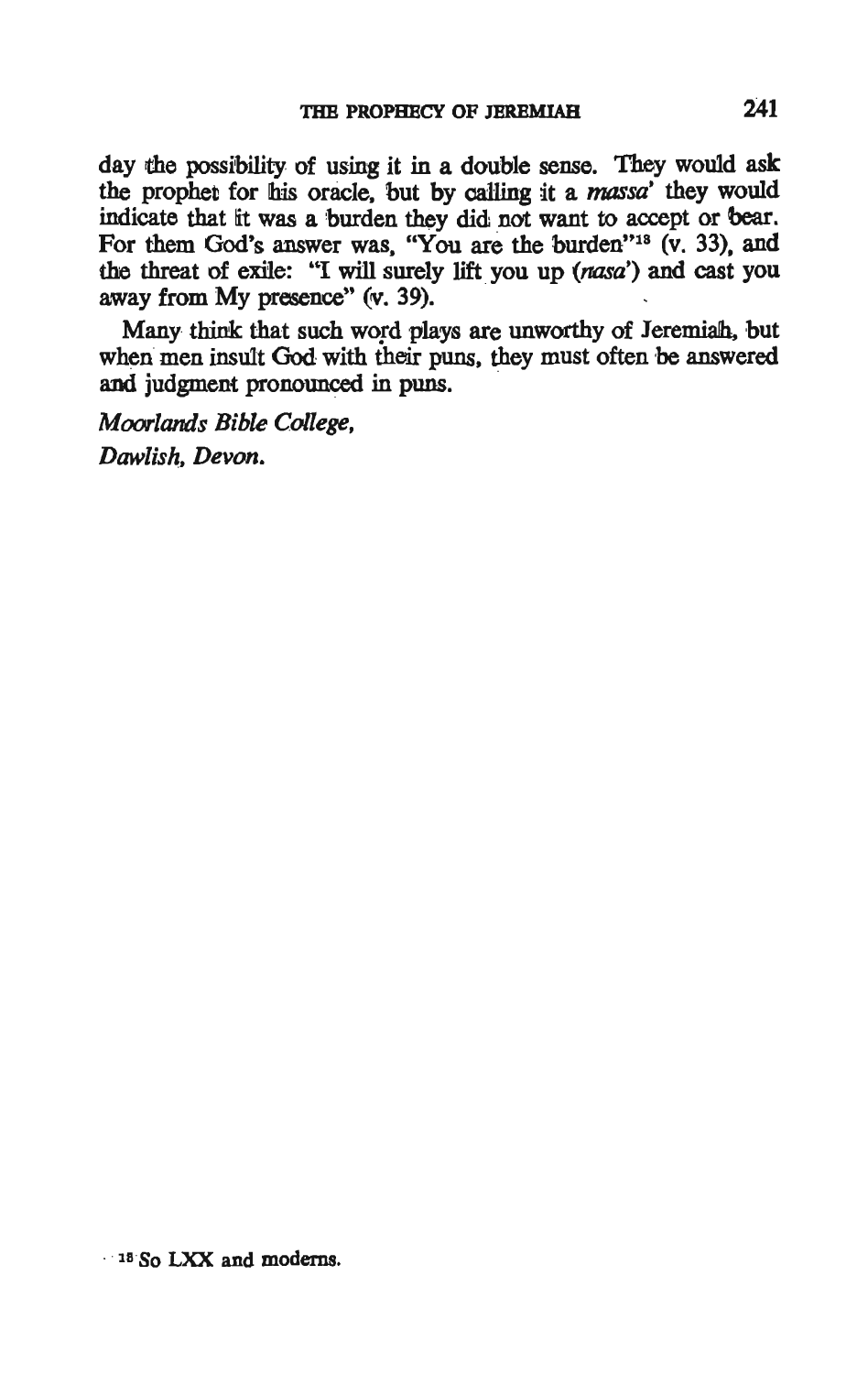day the possibility of using it in a double sense. They would ask the prophet for his oracle, but by calling it a *massa'* they would indicate that it was a burden they did not want to accept or bear. For them God's answer was, "You are the burden"[18] (v. 33), and the threat of exile: "I will surely lift you up (*nasa'*) and cast you away from My presence" (v. 39).

Many think that such word plays are unworthy of Jeremiah, but when men insult God with their puns, they must often be answered and judgment pronounced in puns.

*Moorlands Bible College,*
*Dawlish, Devon.*

[18] So LXX and moderns.